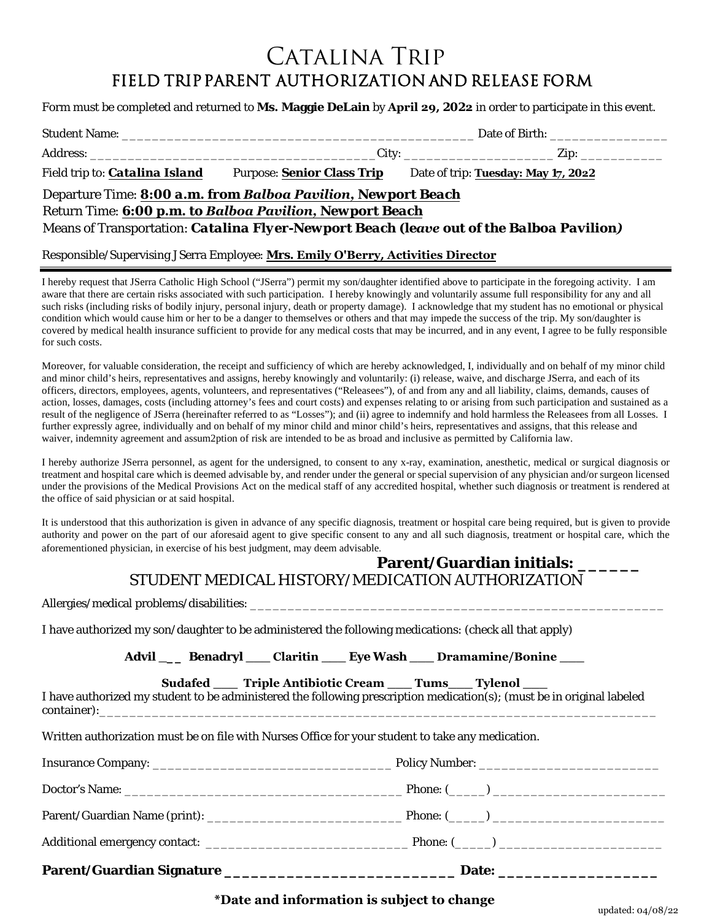# Catalina Trip

## FIELD TRIP PARENT AUTHORIZATION AND RELEASE FORM

Form must be completed and returned to **Ms. Maggie DeLain** by **April 29, 2022** in order to participate in this event.

Student Name: _________________________________________________ Date of Birth: ________________

Address: ______________________________________ City: ____________________ Zip: ___________

Field trip to: ***Catalina Island*** Purpose: **Senior Class Trip** Date of trip: **Tuesday: May 17, 2022**

Departure Time: **8:00 a.m. from *Balboa Pavilion*, Newport Beach**

Return Time: **6:00 p.m. to *Balboa Pavilion*, Newport Beach**

Means of Transportation: ***Catalina Flyer*-Newport Beach (le*ave* out of the Balboa Pavilion*)***

Responsible/Supervising JSerra Employee: **Mrs. Emily O'Berry, Activities Director**

---

I hereby request that JSerra Catholic High School ("JSerra") permit my son/daughter identified above to participate in the foregoing activity. I am aware that there are certain risks associated with such participation. I hereby knowingly and voluntarily assume full responsibility for any and all such risks (including risks of bodily injury, personal injury, death or property damage). I acknowledge that my student has no emotional or physical condition which would cause him or her to be a danger to themselves or others and that may impede the success of the trip. My son/daughter is covered by medical health insurance sufficient to provide for any medical costs that may be incurred, and in any event, I agree to be fully responsible for such costs.

Moreover, for valuable consideration, the receipt and sufficiency of which are hereby acknowledged, I, individually and on behalf of my minor child and minor child's heirs, representatives and assigns, hereby knowingly and voluntarily: (i) release, waive, and discharge JSerra, and each of its officers, directors, employees, agents, volunteers, and representatives ("Releasees"), of and from any and all liability, claims, demands, causes of action, losses, damages, costs (including attorney's fees and court costs) and expenses relating to or arising from such participation and sustained as a result of the negligence of JSerra (hereinafter referred to as "Losses"); and (ii) agree to indemnify and hold harmless the Releasees from all Losses. I further expressly agree, individually and on behalf of my minor child and minor child's heirs, representatives and assigns, that this release and waiver, indemnity agreement and assum2ption of risk are intended to be as broad and inclusive as permitted by California law.

I hereby authorize JSerra personnel, as agent for the undersigned, to consent to any x-ray, examination, anesthetic, medical or surgical diagnosis or treatment and hospital care which is deemed advisable by, and render under the general or special supervision of any physician and/or surgeon licensed under the provisions of the Medical Provisions Act on the medical staff of any accredited hospital, whether such diagnosis or treatment is rendered at the office of said physician or at said hospital.

It is understood that this authorization is given in advance of any specific diagnosis, treatment or hospital care being required, but is given to provide authority and power on the part of our aforesaid agent to give specific consent to any and all such diagnosis, treatment or hospital care, which the aforementioned physician, in exercise of his best judgment, may deem advisable.

**Parent/Guardian initials: ______**

## STUDENT MEDICAL HISTORY/MEDICATION AUTHORIZATION

Allergies/medical problems/disabilities: ___________________________________________________________

I have authorized my son/daughter to be administered the following medications: (check all that apply)

**Advil ___ Benadryl ___ Claritin ___ Eye Wash ___ Dramamine/Bonine ___**

**Sudafed ___ Triple Antibiotic Cream ___ Tums___ Tylenol ___**

I have authorized my student to be administered the following prescription medication(s); (must be in original labeled container):_____________________________________________________________________________

Written authorization must be on file with Nurses Office for your student to take any medication.

Insurance Company: _________________________________ Policy Number: ________________________

Doctor's Name: ______________________________________ Phone: (_____) ________________________

Parent/Guardian Name (print): ___________________________ Phone: (_____) ________________________

Additional emergency contact: ____________________________ Phone: (_____) _______________________

**Parent/Guardian Signature ___________________________ Date: _________________**

**\*Date and information is subject to change**

updated: 04/08/22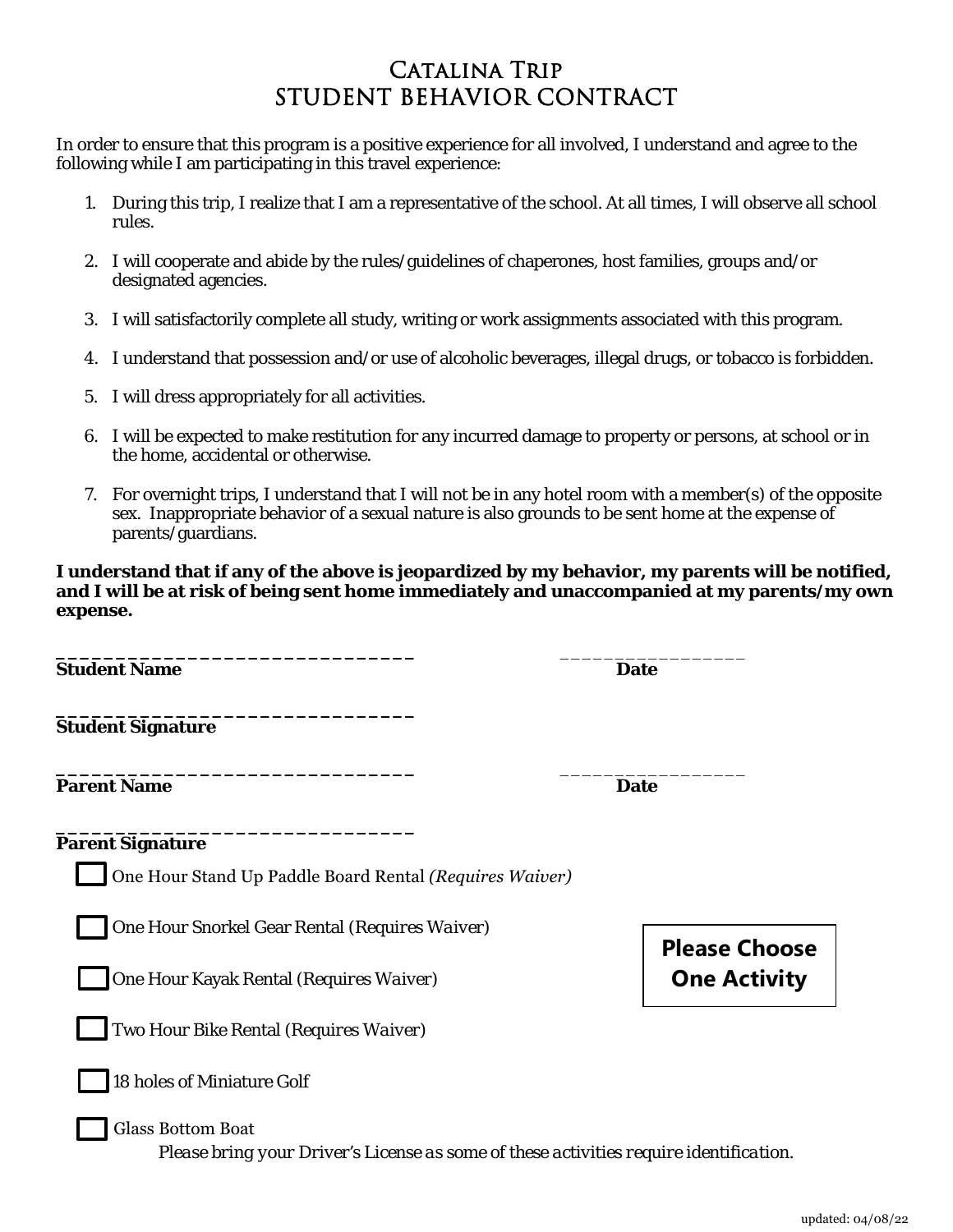# Catalina Trip
# STUDENT BEHAVIOR CONTRACT

In order to ensure that this program is a positive experience for all involved, I understand and agree to the following while I am participating in this travel experience:

1. During this trip, I realize that I am a representative of the school. At all times, I will observe all school rules.
2. I will cooperate and abide by the rules/guidelines of chaperones, host families, groups and/or designated agencies.
3. I will satisfactorily complete all study, writing or work assignments associated with this program.
4. I understand that possession and/or use of alcoholic beverages, illegal drugs, or tobacco is forbidden.
5. I will dress appropriately for all activities.
6. I will be expected to make restitution for any incurred damage to property or persons, at school or in the home, accidental or otherwise.
7. For overnight trips, I understand that I will not be in any hotel room with a member(s) of the opposite sex. Inappropriate behavior of a sexual nature is also grounds to be sent home at the expense of parents/guardians.

**I understand that if any of the above is jeopardized by my behavior, my parents will be notified, and I will be at risk of being sent home immediately and unaccompanied at my parents/my own expense.**

_______________________________ &nbsp;&nbsp;&nbsp;&nbsp;&nbsp;&nbsp; _________________
**Student Name** &nbsp;&nbsp;&nbsp;&nbsp;&nbsp;&nbsp; **Date**

_______________________________
**Student Signature**

_______________________________ &nbsp;&nbsp;&nbsp;&nbsp;&nbsp;&nbsp; _________________
**Parent Name** &nbsp;&nbsp;&nbsp;&nbsp;&nbsp;&nbsp; **Date**

_______________________________
**Parent Signature**

**Please Choose One Activity**

- ☐ One Hour Stand Up Paddle Board Rental *(Requires Waiver)*
- ☐ One Hour Snorkel Gear Rental (*Requires Waiver*)
- ☐ One Hour Kayak Rental (*Requires Waiver*)
- ☐ Two Hour Bike Rental (*Requires Waiver*)
- ☐ 18 holes of Miniature Golf
- ☐ Glass Bottom Boat

*Please bring your Driver's License as some of these activities require identification.*

updated: 04/08/22